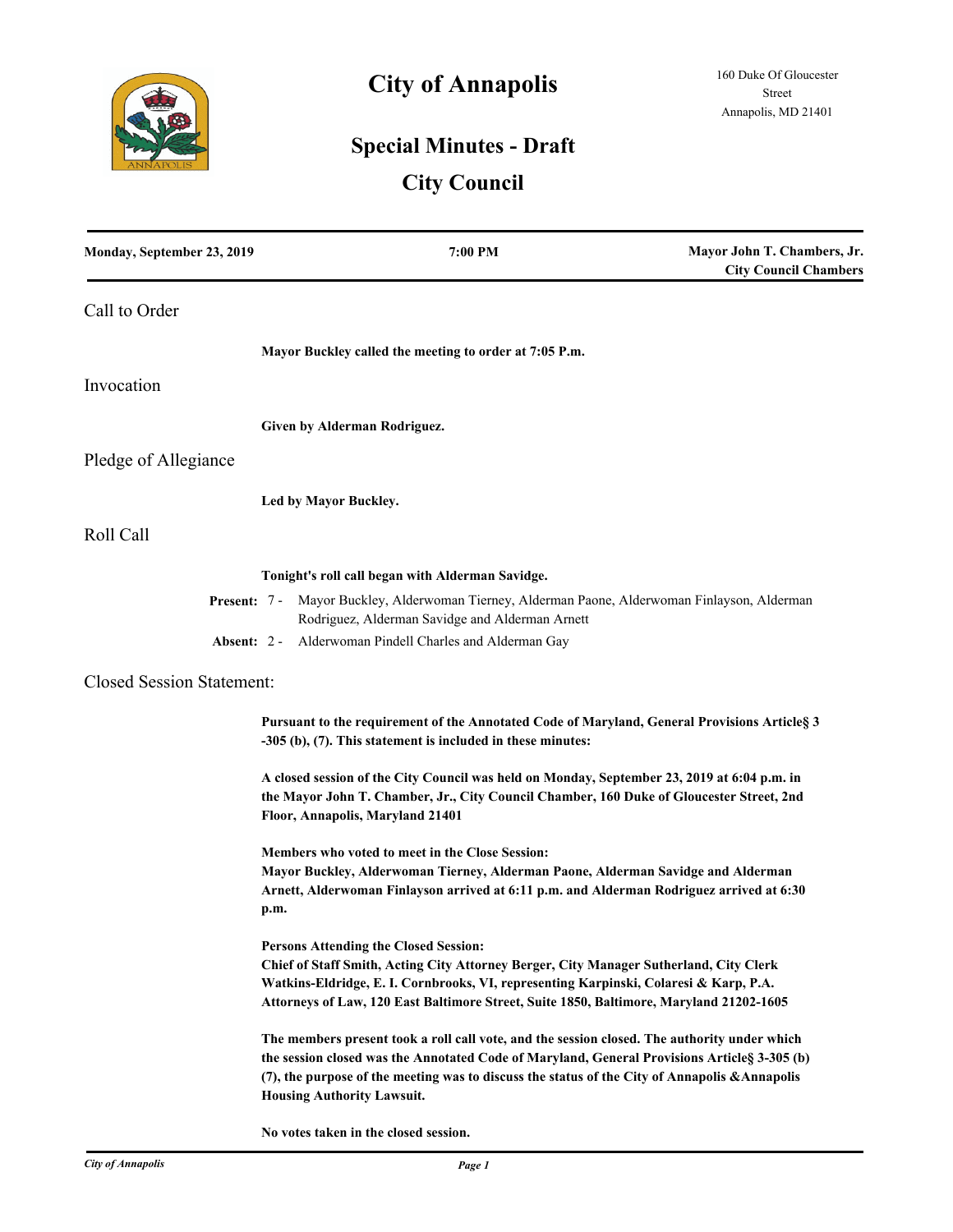# City of Annapolis

160 Duke Of Gloucester Street
Annapolis, MD 21401

## Special Minutes - Draft

## City Council

**Monday, September 23, 2019** | **7:00 PM** | **Mayor John T. Chambers, Jr. City Council Chambers**

## Call to Order

**Mayor Buckley called the meeting to order at 7:05 P.m.**

## Invocation

**Given by Alderman Rodriguez.**

## Pledge of Allegiance

**Led by Mayor Buckley.**

## Roll Call

**Tonight's roll call began with Alderman Savidge.**

**Present:** 7 - Mayor Buckley, Alderwoman Tierney, Alderman Paone, Alderwoman Finlayson, Alderman Rodriguez, Alderman Savidge and Alderman Arnett

**Absent:** 2 - Alderwoman Pindell Charles and Alderman Gay

## Closed Session Statement:

**Pursuant to the requirement of the Annotated Code of Maryland, General Provisions Article§ 3 -305 (b), (7). This statement is included in these minutes:**

**A closed session of the City Council was held on Monday, September 23, 2019 at 6:04 p.m. in the Mayor John T. Chamber, Jr., City Council Chamber, 160 Duke of Gloucester Street, 2nd Floor, Annapolis, Maryland 21401**

**Members who voted to meet in the Close Session:**
**Mayor Buckley, Alderwoman Tierney, Alderman Paone, Alderman Savidge and Alderman Arnett, Alderwoman Finlayson arrived at 6:11 p.m. and Alderman Rodriguez arrived at 6:30 p.m.**

**Persons Attending the Closed Session:**
**Chief of Staff Smith, Acting City Attorney Berger, City Manager Sutherland, City Clerk Watkins-Eldridge, E. I. Cornbrooks, VI, representing Karpinski, Colaresi & Karp, P.A. Attorneys of Law, 120 East Baltimore Street, Suite 1850, Baltimore, Maryland 21202-1605**

**The members present took a roll call vote, and the session closed. The authority under which the session closed was the Annotated Code of Maryland, General Provisions Article§ 3-305 (b) (7), the purpose of the meeting was to discuss the status of the City of Annapolis &Annapolis Housing Authority Lawsuit.**

**No votes taken in the closed session.**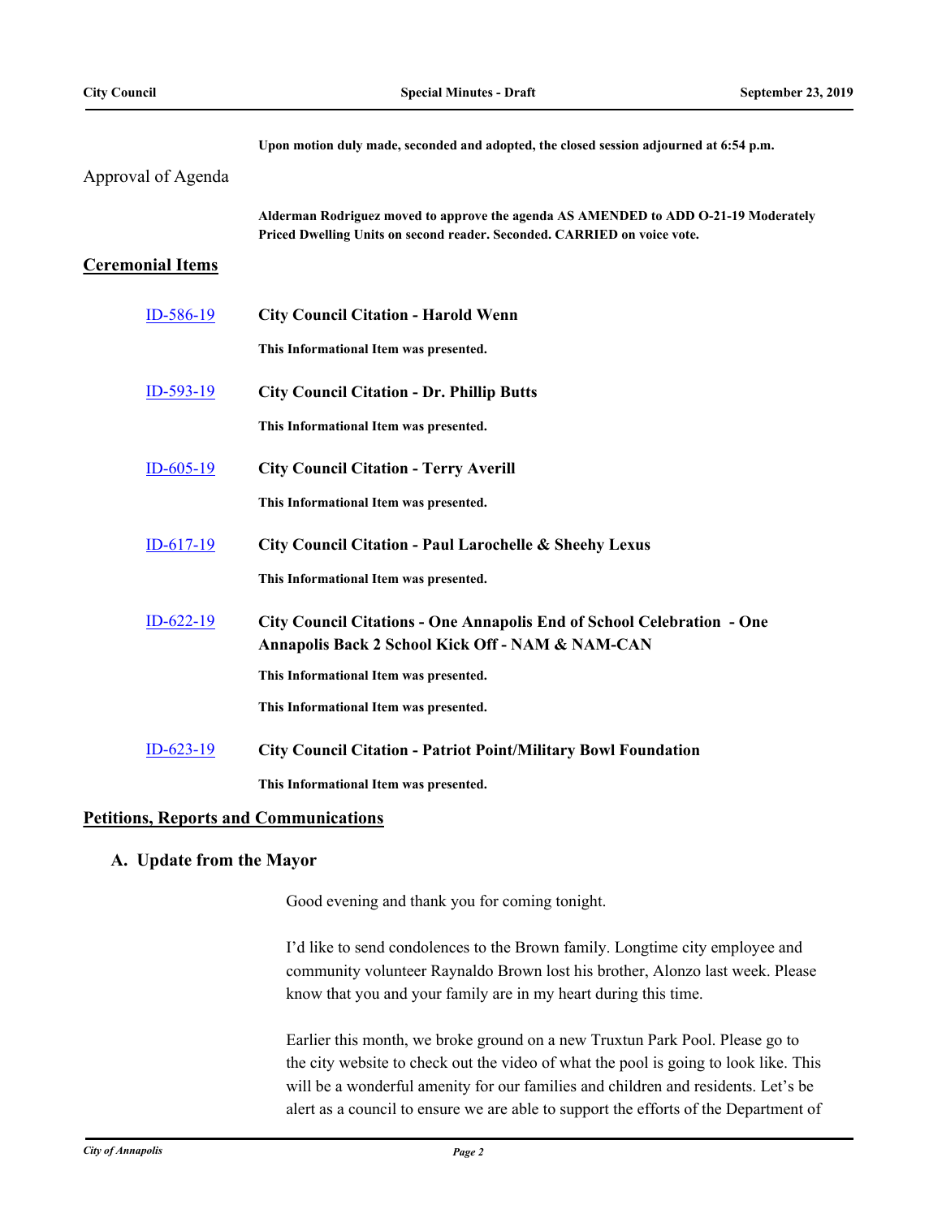**Upon motion duly made, seconded and adopted, the closed session adjourned at 6:54 p.m.**

Approval of Agenda

**Alderman Rodriguez moved to approve the agenda AS AMENDED to ADD O-21-19 Moderately Priced Dwelling Units on second reader. Seconded. CARRIED on voice vote.**

## Ceremonial Items

ID-586-19 **City Council Citation - Harold Wenn**

**This Informational Item was presented.**

ID-593-19 **City Council Citation - Dr. Phillip Butts**

**This Informational Item was presented.**

ID-605-19 **City Council Citation - Terry Averill**

**This Informational Item was presented.**

ID-617-19 **City Council Citation - Paul Larochelle & Sheehy Lexus**

**This Informational Item was presented.**

ID-622-19 **City Council Citations - One Annapolis End of School Celebration - One Annapolis Back 2 School Kick Off - NAM & NAM-CAN**

**This Informational Item was presented.**

**This Informational Item was presented.**

ID-623-19 **City Council Citation - Patriot Point/Military Bowl Foundation**

**This Informational Item was presented.**

## Petitions, Reports and Communications

### A. Update from the Mayor

Good evening and thank you for coming tonight.

I'd like to send condolences to the Brown family. Longtime city employee and community volunteer Raynaldo Brown lost his brother, Alonzo last week. Please know that you and your family are in my heart during this time.

Earlier this month, we broke ground on a new Truxtun Park Pool. Please go to the city website to check out the video of what the pool is going to look like. This will be a wonderful amenity for our families and children and residents. Let's be alert as a council to ensure we are able to support the efforts of the Department of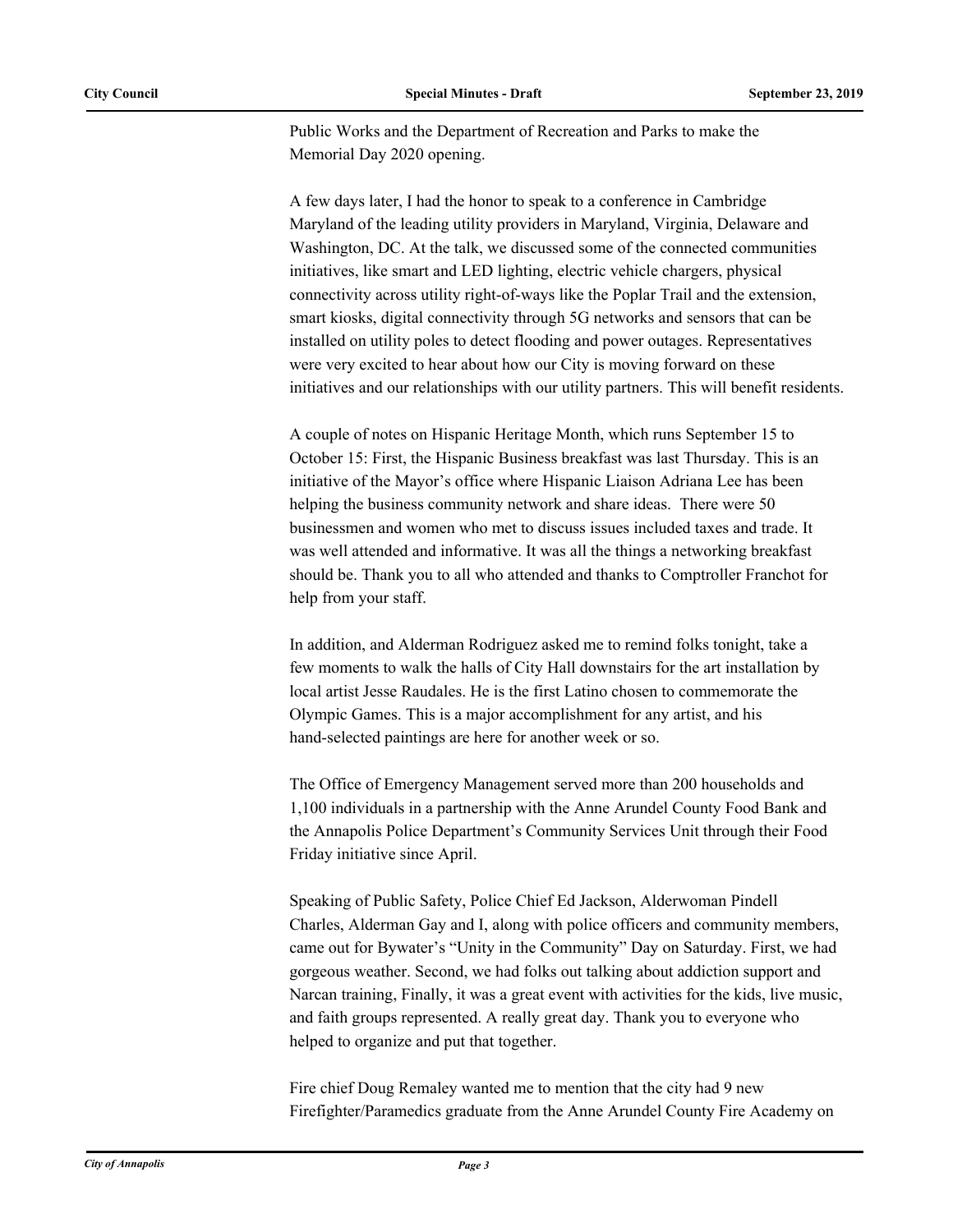Public Works and the Department of Recreation and Parks to make the Memorial Day 2020 opening.

A few days later, I had the honor to speak to a conference in Cambridge Maryland of the leading utility providers in Maryland, Virginia, Delaware and Washington, DC. At the talk, we discussed some of the connected communities initiatives, like smart and LED lighting, electric vehicle chargers, physical connectivity across utility right-of-ways like the Poplar Trail and the extension, smart kiosks, digital connectivity through 5G networks and sensors that can be installed on utility poles to detect flooding and power outages. Representatives were very excited to hear about how our City is moving forward on these initiatives and our relationships with our utility partners. This will benefit residents.

A couple of notes on Hispanic Heritage Month, which runs September 15 to October 15: First, the Hispanic Business breakfast was last Thursday. This is an initiative of the Mayor's office where Hispanic Liaison Adriana Lee has been helping the business community network and share ideas. There were 50 businessmen and women who met to discuss issues included taxes and trade. It was well attended and informative. It was all the things a networking breakfast should be. Thank you to all who attended and thanks to Comptroller Franchot for help from your staff.

In addition, and Alderman Rodriguez asked me to remind folks tonight, take a few moments to walk the halls of City Hall downstairs for the art installation by local artist Jesse Raudales. He is the first Latino chosen to commemorate the Olympic Games. This is a major accomplishment for any artist, and his hand-selected paintings are here for another week or so.

The Office of Emergency Management served more than 200 households and 1,100 individuals in a partnership with the Anne Arundel County Food Bank and the Annapolis Police Department's Community Services Unit through their Food Friday initiative since April.

Speaking of Public Safety, Police Chief Ed Jackson, Alderwoman Pindell Charles, Alderman Gay and I, along with police officers and community members, came out for Bywater's "Unity in the Community" Day on Saturday. First, we had gorgeous weather. Second, we had folks out talking about addiction support and Narcan training, Finally, it was a great event with activities for the kids, live music, and faith groups represented. A really great day. Thank you to everyone who helped to organize and put that together.

Fire chief Doug Remaley wanted me to mention that the city had 9 new Firefighter/Paramedics graduate from the Anne Arundel County Fire Academy on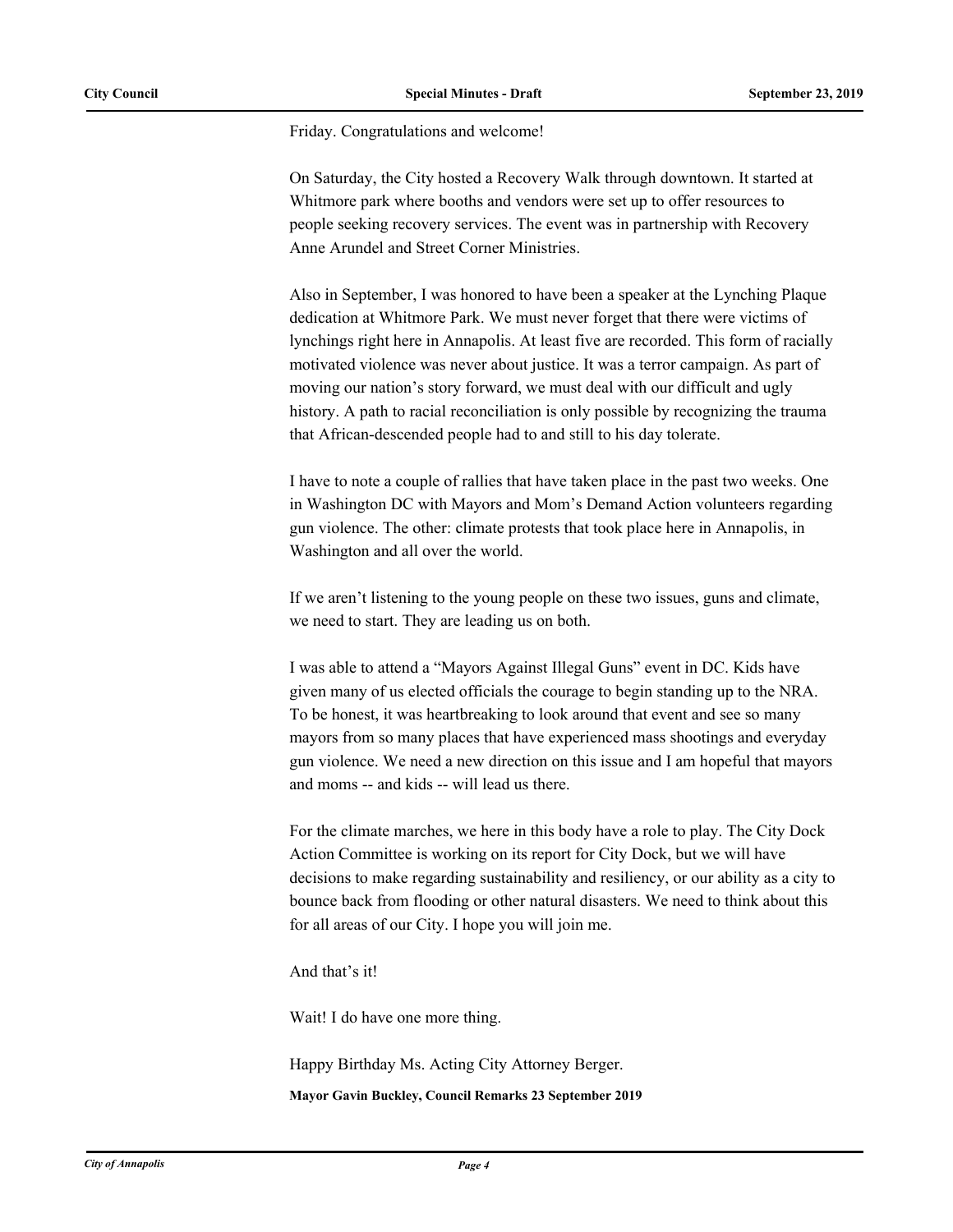Friday. Congratulations and welcome!

On Saturday, the City hosted a Recovery Walk through downtown. It started at Whitmore park where booths and vendors were set up to offer resources to people seeking recovery services. The event was in partnership with Recovery Anne Arundel and Street Corner Ministries.

Also in September, I was honored to have been a speaker at the Lynching Plaque dedication at Whitmore Park. We must never forget that there were victims of lynchings right here in Annapolis. At least five are recorded. This form of racially motivated violence was never about justice. It was a terror campaign. As part of moving our nation's story forward, we must deal with our difficult and ugly history. A path to racial reconciliation is only possible by recognizing the trauma that African-descended people had to and still to his day tolerate.

I have to note a couple of rallies that have taken place in the past two weeks. One in Washington DC with Mayors and Mom's Demand Action volunteers regarding gun violence. The other: climate protests that took place here in Annapolis, in Washington and all over the world.

If we aren't listening to the young people on these two issues, guns and climate, we need to start. They are leading us on both.

I was able to attend a "Mayors Against Illegal Guns" event in DC. Kids have given many of us elected officials the courage to begin standing up to the NRA. To be honest, it was heartbreaking to look around that event and see so many mayors from so many places that have experienced mass shootings and everyday gun violence. We need a new direction on this issue and I am hopeful that mayors and moms -- and kids -- will lead us there.

For the climate marches, we here in this body have a role to play. The City Dock Action Committee is working on its report for City Dock, but we will have decisions to make regarding sustainability and resiliency, or our ability as a city to bounce back from flooding or other natural disasters. We need to think about this for all areas of our City. I hope you will join me.

And that's it!

Wait! I do have one more thing.

Happy Birthday Ms. Acting City Attorney Berger.

**Mayor Gavin Buckley, Council Remarks 23 September 2019**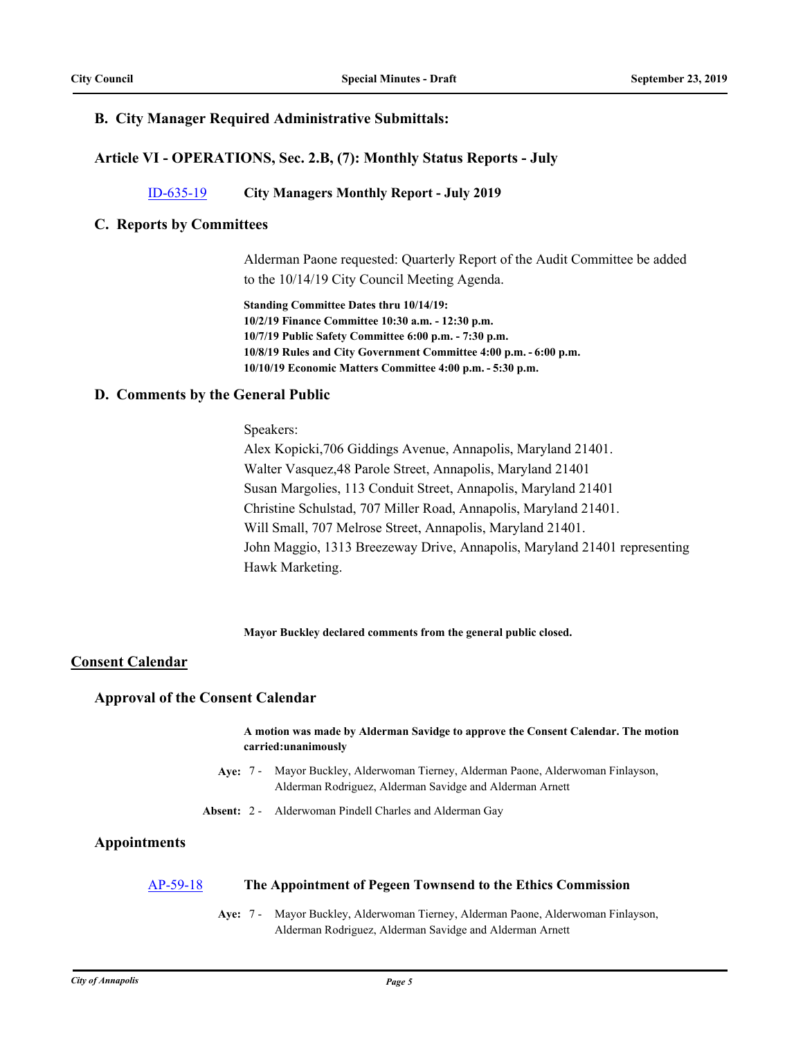### B. City Manager Required Administrative Submittals:

### Article VI - OPERATIONS, Sec. 2.B, (7): Monthly Status Reports - July

ID-635-19 **City Managers Monthly Report - July 2019**

### C. Reports by Committees

Alderman Paone requested: Quarterly Report of the Audit Committee be added to the 10/14/19 City Council Meeting Agenda.

**Standing Committee Dates thru 10/14/19:**
**10/2/19 Finance Committee 10:30 a.m. - 12:30 p.m.**
**10/7/19 Public Safety Committee 6:00 p.m. - 7:30 p.m.**
**10/8/19 Rules and City Government Committee 4:00 p.m. - 6:00 p.m.**
**10/10/19 Economic Matters Committee 4:00 p.m. - 5:30 p.m.**

### D. Comments by the General Public

Speakers:
Alex Kopicki,706 Giddings Avenue, Annapolis, Maryland 21401.
Walter Vasquez,48 Parole Street, Annapolis, Maryland 21401
Susan Margolies, 113 Conduit Street, Annapolis, Maryland 21401
Christine Schulstad, 707 Miller Road, Annapolis, Maryland 21401.
Will Small, 707 Melrose Street, Annapolis, Maryland 21401.
John Maggio, 1313 Breezeway Drive, Annapolis, Maryland 21401 representing Hawk Marketing.

**Mayor Buckley declared comments from the general public closed.**

## Consent Calendar

### Approval of the Consent Calendar

**A motion was made by Alderman Savidge to approve the Consent Calendar. The motion carried:unanimously**

**Aye:** 7 - Mayor Buckley, Alderwoman Tierney, Alderman Paone, Alderwoman Finlayson, Alderman Rodriguez, Alderman Savidge and Alderman Arnett

**Absent:** 2 - Alderwoman Pindell Charles and Alderman Gay

### Appointments

AP-59-18 **The Appointment of Pegeen Townsend to the Ethics Commission**

**Aye:** 7 - Mayor Buckley, Alderwoman Tierney, Alderman Paone, Alderwoman Finlayson, Alderman Rodriguez, Alderman Savidge and Alderman Arnett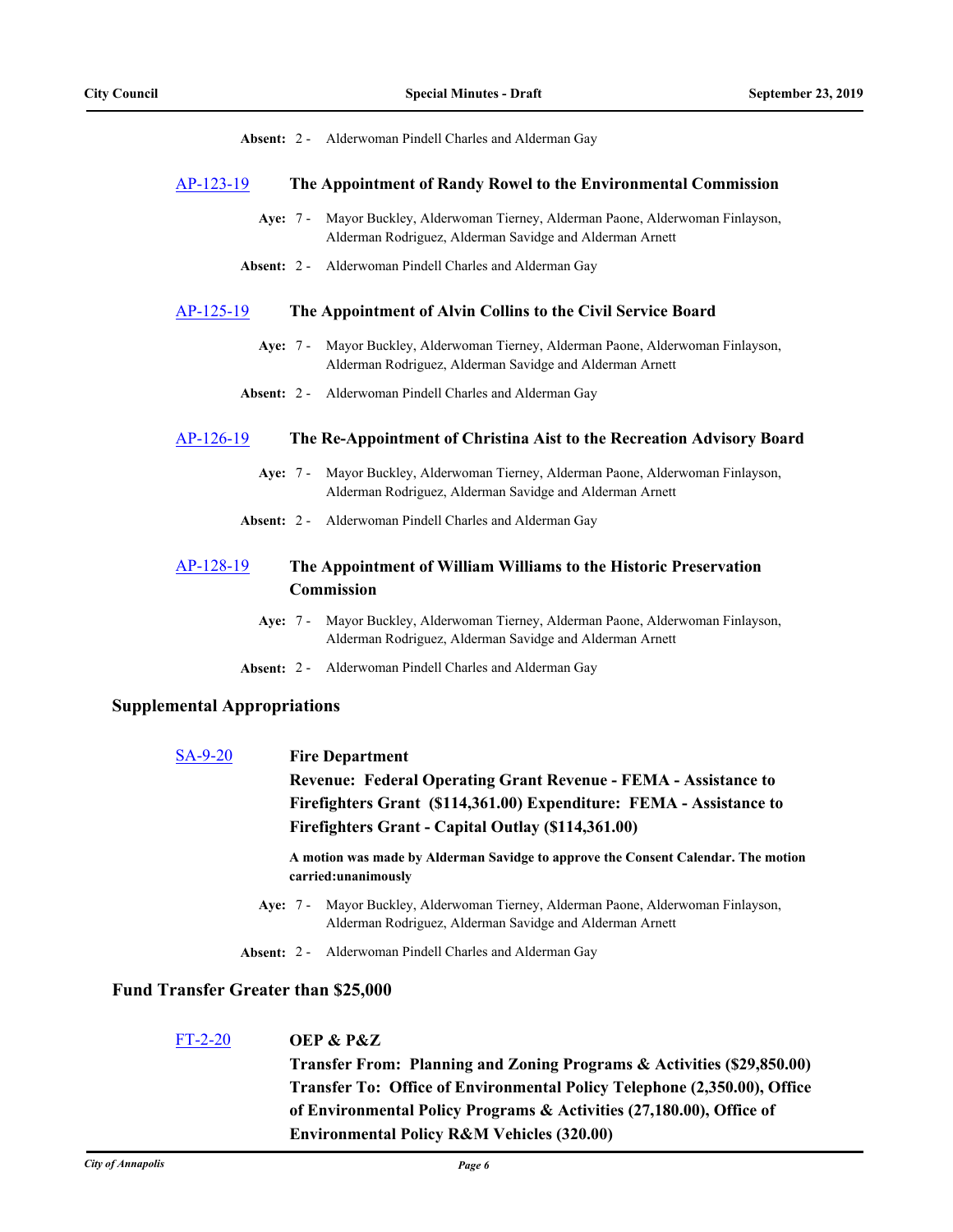**Absent:** 2 - Alderwoman Pindell Charles and Alderman Gay

**AP-123-19** **The Appointment of Randy Rowel to the Environmental Commission**

**Aye:** 7 - Mayor Buckley, Alderwoman Tierney, Alderman Paone, Alderwoman Finlayson, Alderman Rodriguez, Alderman Savidge and Alderman Arnett

**Absent:** 2 - Alderwoman Pindell Charles and Alderman Gay

**AP-125-19** **The Appointment of Alvin Collins to the Civil Service Board**

**Aye:** 7 - Mayor Buckley, Alderwoman Tierney, Alderman Paone, Alderwoman Finlayson, Alderman Rodriguez, Alderman Savidge and Alderman Arnett

**Absent:** 2 - Alderwoman Pindell Charles and Alderman Gay

**AP-126-19** **The Re-Appointment of Christina Aist to the Recreation Advisory Board**

**Aye:** 7 - Mayor Buckley, Alderwoman Tierney, Alderman Paone, Alderwoman Finlayson, Alderman Rodriguez, Alderman Savidge and Alderman Arnett

**Absent:** 2 - Alderwoman Pindell Charles and Alderman Gay

**AP-128-19** **The Appointment of William Williams to the Historic Preservation Commission**

**Aye:** 7 - Mayor Buckley, Alderwoman Tierney, Alderman Paone, Alderwoman Finlayson, Alderman Rodriguez, Alderman Savidge and Alderman Arnett

**Absent:** 2 - Alderwoman Pindell Charles and Alderman Gay

## Supplemental Appropriations

**SA-9-20** **Fire Department**
**Revenue: Federal Operating Grant Revenue - FEMA - Assistance to Firefighters Grant (\$114,361.00) Expenditure: FEMA - Assistance to Firefighters Grant - Capital Outlay (\$114,361.00)**

**A motion was made by Alderman Savidge to approve the Consent Calendar. The motion carried:unanimously**

**Aye:** 7 - Mayor Buckley, Alderwoman Tierney, Alderman Paone, Alderwoman Finlayson, Alderman Rodriguez, Alderman Savidge and Alderman Arnett

**Absent:** 2 - Alderwoman Pindell Charles and Alderman Gay

## Fund Transfer Greater than \$25,000

**FT-2-20** **OEP & P&Z**
**Transfer From: Planning and Zoning Programs & Activities (\$29,850.00) Transfer To: Office of Environmental Policy Telephone (2,350.00), Office of Environmental Policy Programs & Activities (27,180.00), Office of Environmental Policy R&M Vehicles (320.00)**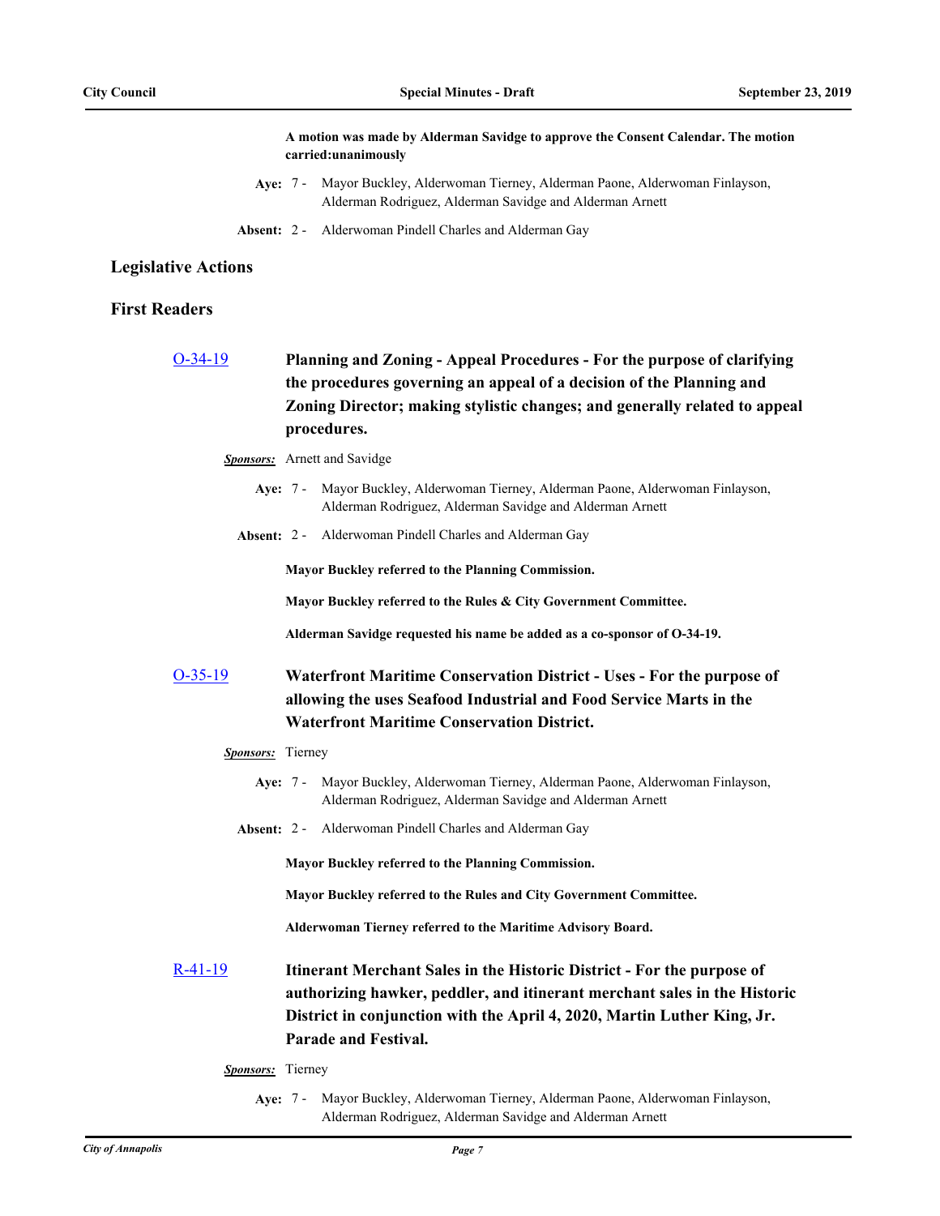**A motion was made by Alderman Savidge to approve the Consent Calendar. The motion carried:unanimously**

**Aye:** 7 - Mayor Buckley, Alderwoman Tierney, Alderman Paone, Alderwoman Finlayson, Alderman Rodriguez, Alderman Savidge and Alderman Arnett

**Absent:** 2 - Alderwoman Pindell Charles and Alderman Gay

## Legislative Actions

## First Readers

**O-34-19** **Planning and Zoning - Appeal Procedures - For the purpose of clarifying the procedures governing an appeal of a decision of the Planning and Zoning Director; making stylistic changes; and generally related to appeal procedures.**

***Sponsors:*** Arnett and Savidge

**Aye:** 7 - Mayor Buckley, Alderwoman Tierney, Alderman Paone, Alderwoman Finlayson, Alderman Rodriguez, Alderman Savidge and Alderman Arnett

**Absent:** 2 - Alderwoman Pindell Charles and Alderman Gay

**Mayor Buckley referred to the Planning Commission.**

**Mayor Buckley referred to the Rules & City Government Committee.**

**Alderman Savidge requested his name be added as a co-sponsor of O-34-19.**

**O-35-19** **Waterfront Maritime Conservation District - Uses - For the purpose of allowing the uses Seafood Industrial and Food Service Marts in the Waterfront Maritime Conservation District.**

***Sponsors:*** Tierney

**Aye:** 7 - Mayor Buckley, Alderwoman Tierney, Alderman Paone, Alderwoman Finlayson, Alderman Rodriguez, Alderman Savidge and Alderman Arnett

**Absent:** 2 - Alderwoman Pindell Charles and Alderman Gay

**Mayor Buckley referred to the Planning Commission.**

**Mayor Buckley referred to the Rules and City Government Committee.**

**Alderwoman Tierney referred to the Maritime Advisory Board.**

**R-41-19** **Itinerant Merchant Sales in the Historic District - For the purpose of authorizing hawker, peddler, and itinerant merchant sales in the Historic District in conjunction with the April 4, 2020, Martin Luther King, Jr. Parade and Festival.**

***Sponsors:*** Tierney

**Aye:** 7 - Mayor Buckley, Alderwoman Tierney, Alderman Paone, Alderwoman Finlayson, Alderman Rodriguez, Alderman Savidge and Alderman Arnett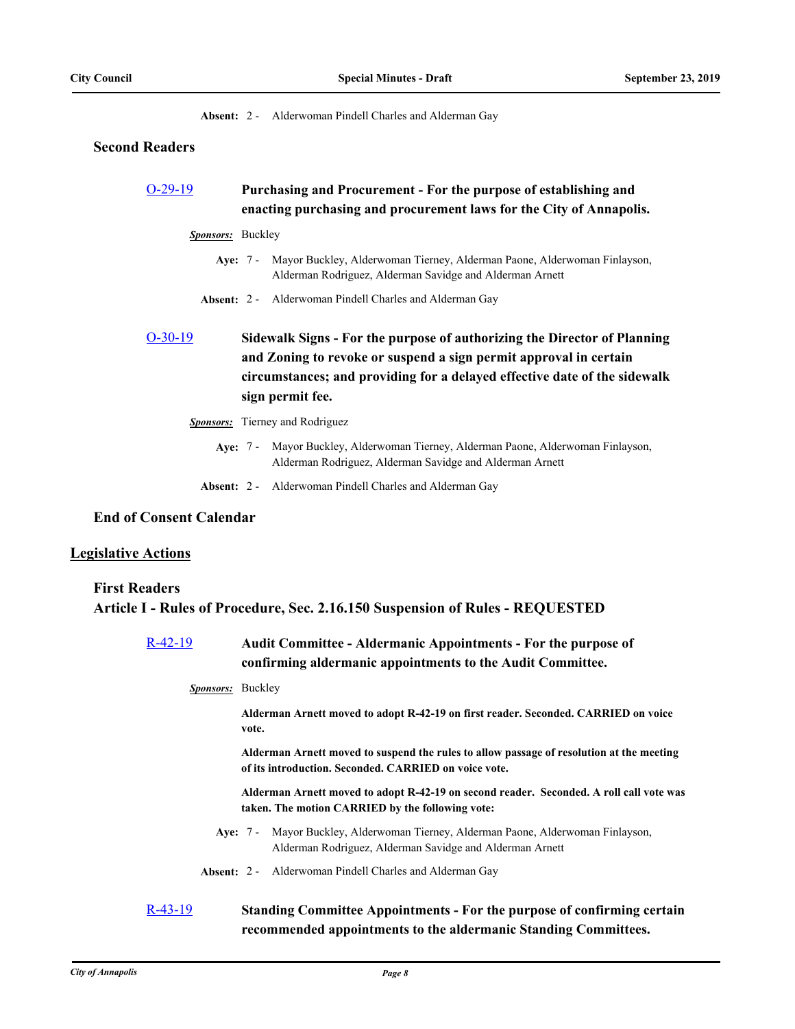**Absent:** 2 - Alderwoman Pindell Charles and Alderman Gay

### Second Readers

**O-29-19** **Purchasing and Procurement - For the purpose of establishing and enacting purchasing and procurement laws for the City of Annapolis.**

***Sponsors:*** Buckley

**Aye:** 7 - Mayor Buckley, Alderwoman Tierney, Alderman Paone, Alderwoman Finlayson, Alderman Rodriguez, Alderman Savidge and Alderman Arnett

**Absent:** 2 - Alderwoman Pindell Charles and Alderman Gay

**O-30-19** **Sidewalk Signs - For the purpose of authorizing the Director of Planning and Zoning to revoke or suspend a sign permit approval in certain circumstances; and providing for a delayed effective date of the sidewalk sign permit fee.**

***Sponsors:*** Tierney and Rodriguez

**Aye:** 7 - Mayor Buckley, Alderwoman Tierney, Alderman Paone, Alderwoman Finlayson, Alderman Rodriguez, Alderman Savidge and Alderman Arnett

**Absent:** 2 - Alderwoman Pindell Charles and Alderman Gay

### End of Consent Calendar

## Legislative Actions

### First Readers

### Article I - Rules of Procedure, Sec. 2.16.150 Suspension of Rules - REQUESTED

**R-42-19** **Audit Committee - Aldermanic Appointments - For the purpose of confirming aldermanic appointments to the Audit Committee.**

***Sponsors:*** Buckley

**Alderman Arnett moved to adopt R-42-19 on first reader. Seconded. CARRIED on voice vote.**

**Alderman Arnett moved to suspend the rules to allow passage of resolution at the meeting of its introduction. Seconded. CARRIED on voice vote.**

**Alderman Arnett moved to adopt R-42-19 on second reader. Seconded. A roll call vote was taken. The motion CARRIED by the following vote:**

**Aye:** 7 - Mayor Buckley, Alderwoman Tierney, Alderman Paone, Alderwoman Finlayson, Alderman Rodriguez, Alderman Savidge and Alderman Arnett

**Absent:** 2 - Alderwoman Pindell Charles and Alderman Gay

**R-43-19** **Standing Committee Appointments - For the purpose of confirming certain recommended appointments to the aldermanic Standing Committees.**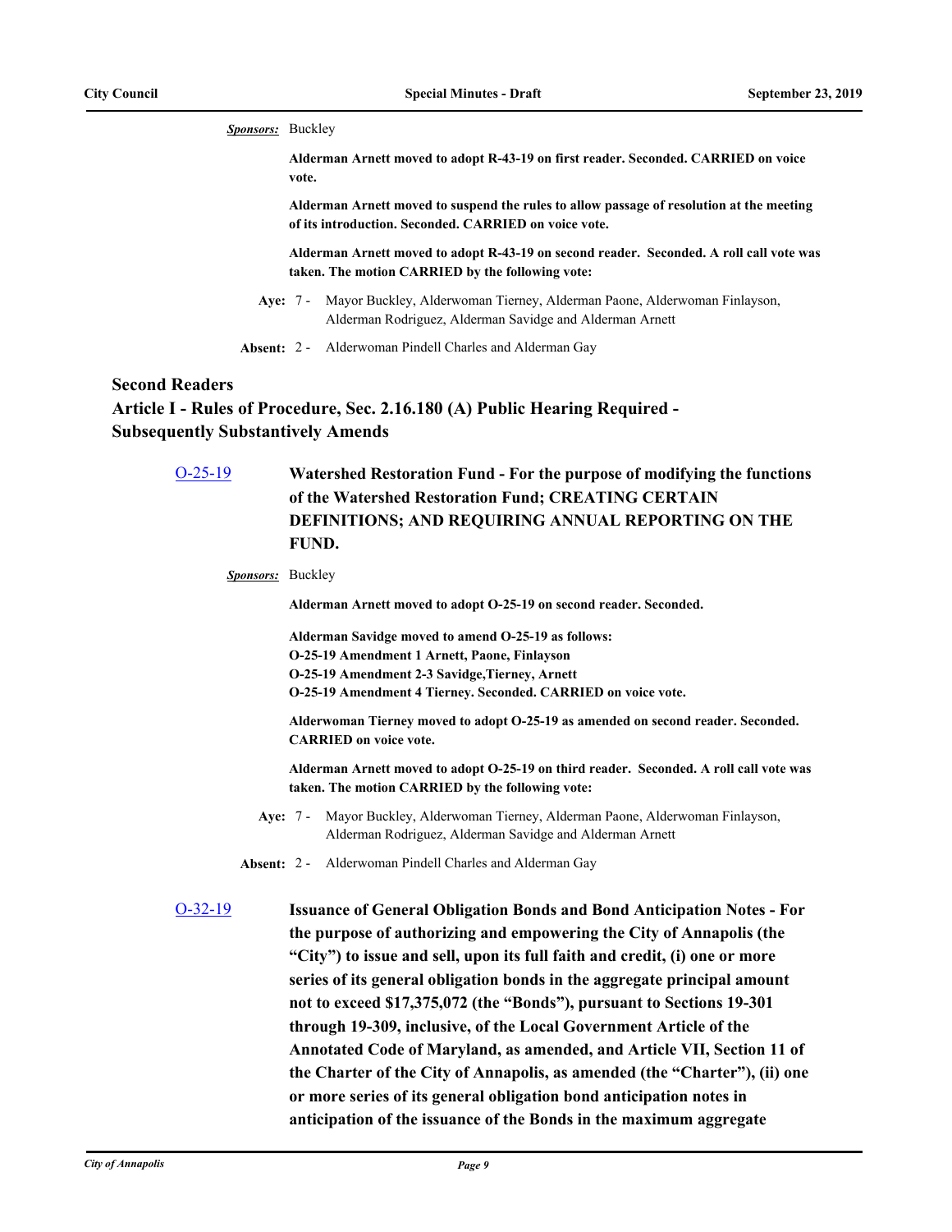***Sponsors:*** Buckley

**Alderman Arnett moved to adopt R-43-19 on first reader. Seconded. CARRIED on voice vote.**

**Alderman Arnett moved to suspend the rules to allow passage of resolution at the meeting of its introduction. Seconded. CARRIED on voice vote.**

**Alderman Arnett moved to adopt R-43-19 on second reader. Seconded. A roll call vote was taken. The motion CARRIED by the following vote:**

**Aye:** 7 - Mayor Buckley, Alderwoman Tierney, Alderman Paone, Alderwoman Finlayson, Alderman Rodriguez, Alderman Savidge and Alderman Arnett

**Absent:** 2 - Alderwoman Pindell Charles and Alderman Gay

## Second Readers

## Article I - Rules of Procedure, Sec. 2.16.180 (A) Public Hearing Required - Subsequently Substantively Amends

O-25-19 **Watershed Restoration Fund - For the purpose of modifying the functions of the Watershed Restoration Fund; CREATING CERTAIN DEFINITIONS; AND REQUIRING ANNUAL REPORTING ON THE FUND.**

***Sponsors:*** Buckley

**Alderman Arnett moved to adopt O-25-19 on second reader. Seconded.**

**Alderman Savidge moved to amend O-25-19 as follows:**
**O-25-19 Amendment 1 Arnett, Paone, Finlayson**
**O-25-19 Amendment 2-3 Savidge,Tierney, Arnett**
**O-25-19 Amendment 4 Tierney. Seconded. CARRIED on voice vote.**

**Alderwoman Tierney moved to adopt O-25-19 as amended on second reader. Seconded. CARRIED on voice vote.**

**Alderman Arnett moved to adopt O-25-19 on third reader. Seconded. A roll call vote was taken. The motion CARRIED by the following vote:**

**Aye:** 7 - Mayor Buckley, Alderwoman Tierney, Alderman Paone, Alderwoman Finlayson, Alderman Rodriguez, Alderman Savidge and Alderman Arnett

**Absent:** 2 - Alderwoman Pindell Charles and Alderman Gay

O-32-19 **Issuance of General Obligation Bonds and Bond Anticipation Notes - For the purpose of authorizing and empowering the City of Annapolis (the "City") to issue and sell, upon its full faith and credit, (i) one or more series of its general obligation bonds in the aggregate principal amount not to exceed $17,375,072 (the "Bonds"), pursuant to Sections 19-301 through 19-309, inclusive, of the Local Government Article of the Annotated Code of Maryland, as amended, and Article VII, Section 11 of the Charter of the City of Annapolis, as amended (the "Charter"), (ii) one or more series of its general obligation bond anticipation notes in anticipation of the issuance of the Bonds in the maximum aggregate**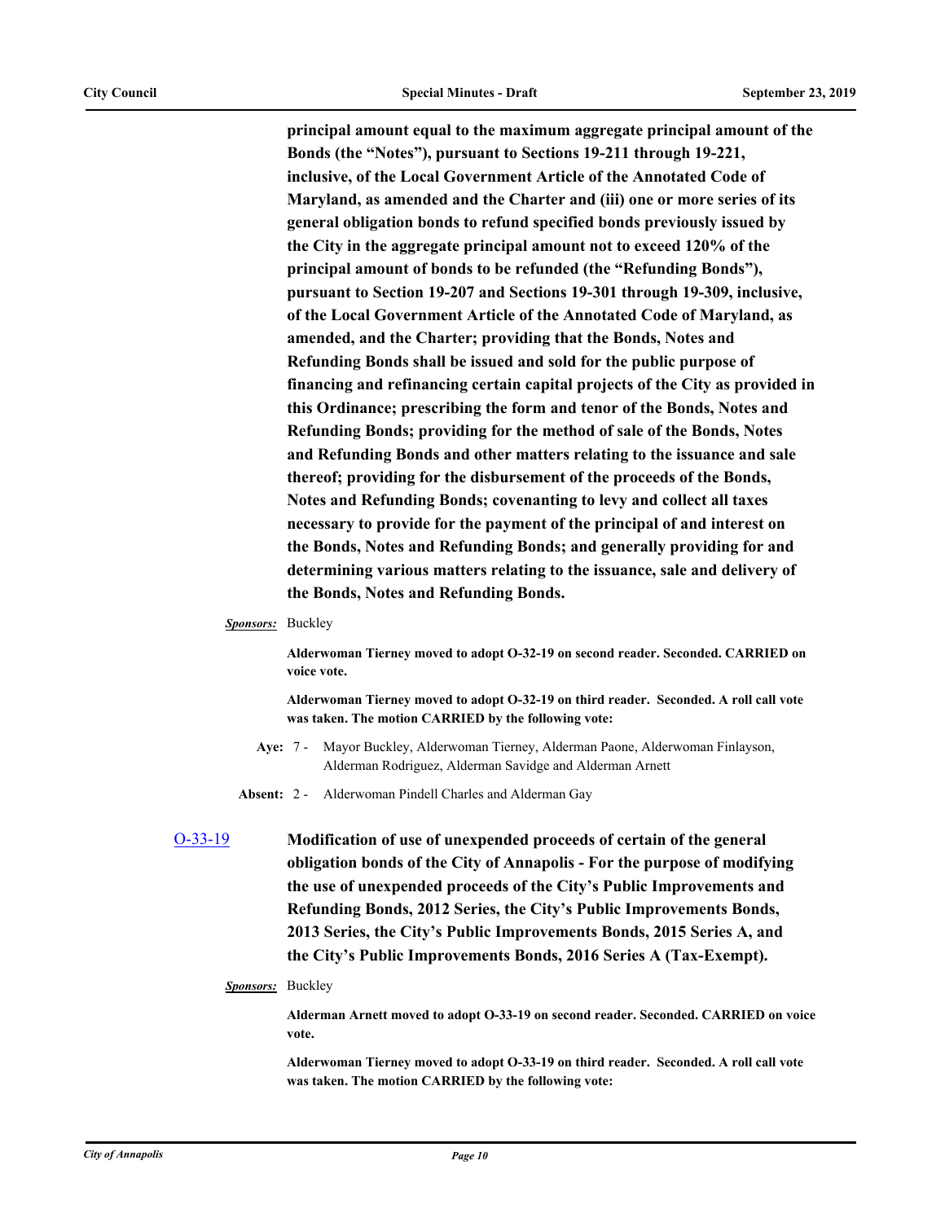**principal amount equal to the maximum aggregate principal amount of the Bonds (the "Notes"), pursuant to Sections 19-211 through 19-221, inclusive, of the Local Government Article of the Annotated Code of Maryland, as amended and the Charter and (iii) one or more series of its general obligation bonds to refund specified bonds previously issued by the City in the aggregate principal amount not to exceed 120% of the principal amount of bonds to be refunded (the "Refunding Bonds"), pursuant to Section 19-207 and Sections 19-301 through 19-309, inclusive, of the Local Government Article of the Annotated Code of Maryland, as amended, and the Charter; providing that the Bonds, Notes and Refunding Bonds shall be issued and sold for the public purpose of financing and refinancing certain capital projects of the City as provided in this Ordinance; prescribing the form and tenor of the Bonds, Notes and Refunding Bonds; providing for the method of sale of the Bonds, Notes and Refunding Bonds and other matters relating to the issuance and sale thereof; providing for the disbursement of the proceeds of the Bonds, Notes and Refunding Bonds; covenanting to levy and collect all taxes necessary to provide for the payment of the principal of and interest on the Bonds, Notes and Refunding Bonds; and generally providing for and determining various matters relating to the issuance, sale and delivery of the Bonds, Notes and Refunding Bonds.**

***Sponsors:*** Buckley

**Alderwoman Tierney moved to adopt O-32-19 on second reader. Seconded. CARRIED on voice vote.**

**Alderwoman Tierney moved to adopt O-32-19 on third reader. Seconded. A roll call vote was taken. The motion CARRIED by the following vote:**

**Aye:** 7 - Mayor Buckley, Alderwoman Tierney, Alderman Paone, Alderwoman Finlayson, Alderman Rodriguez, Alderman Savidge and Alderman Arnett

**Absent:** 2 - Alderwoman Pindell Charles and Alderman Gay

O-33-19 **Modification of use of unexpended proceeds of certain of the general obligation bonds of the City of Annapolis - For the purpose of modifying the use of unexpended proceeds of the City's Public Improvements and Refunding Bonds, 2012 Series, the City's Public Improvements Bonds, 2013 Series, the City's Public Improvements Bonds, 2015 Series A, and the City's Public Improvements Bonds, 2016 Series A (Tax-Exempt).**

***Sponsors:*** Buckley

**Alderman Arnett moved to adopt O-33-19 on second reader. Seconded. CARRIED on voice vote.**

**Alderwoman Tierney moved to adopt O-33-19 on third reader. Seconded. A roll call vote was taken. The motion CARRIED by the following vote:**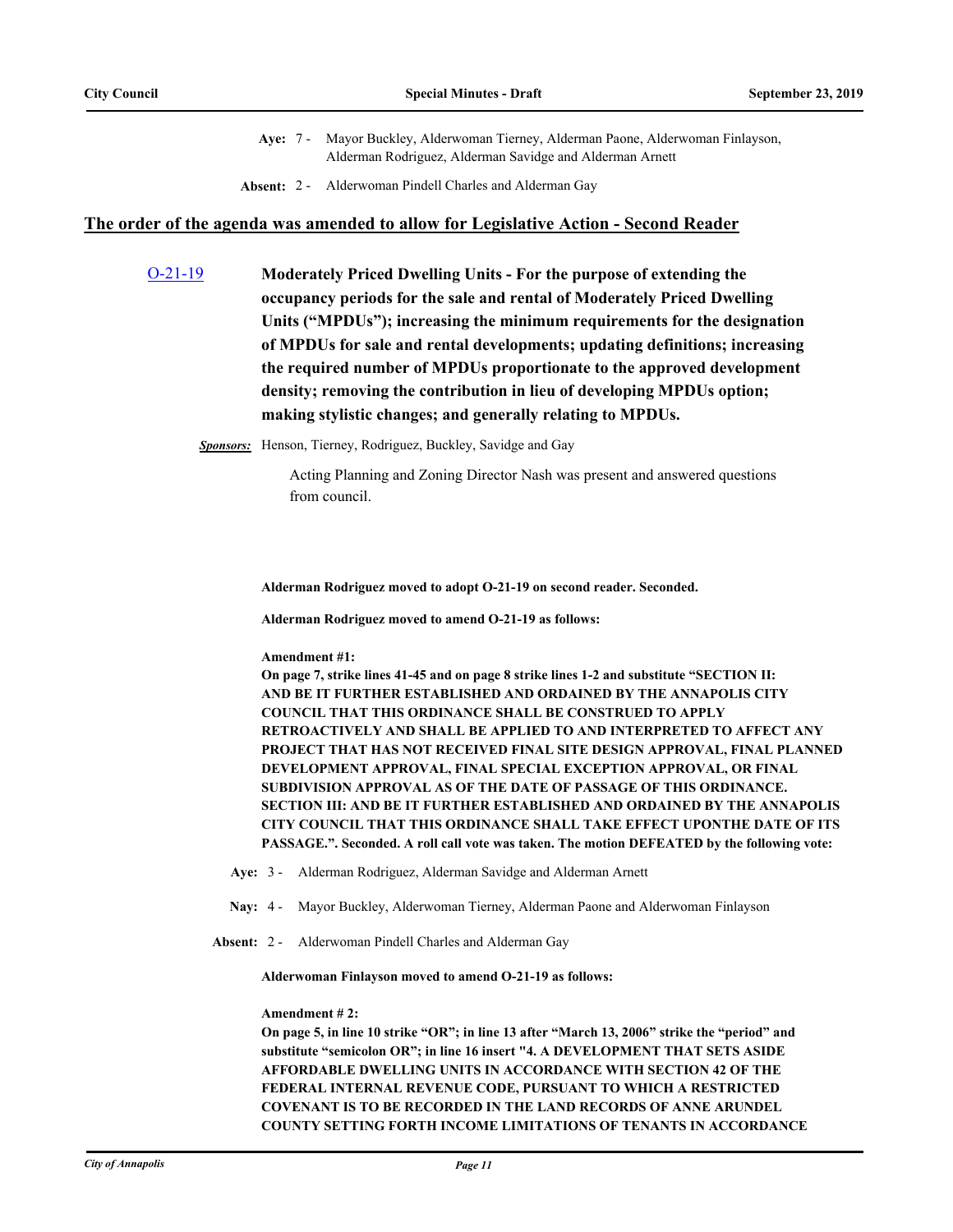**Aye:** 7 - Mayor Buckley, Alderwoman Tierney, Alderman Paone, Alderwoman Finlayson, Alderman Rodriguez, Alderman Savidge and Alderman Arnett

**Absent:** 2 - Alderwoman Pindell Charles and Alderman Gay

## The order of the agenda was amended to allow for Legislative Action - Second Reader

**O-21-19** **Moderately Priced Dwelling Units - For the purpose of extending the occupancy periods for the sale and rental of Moderately Priced Dwelling Units ("MPDUs"); increasing the minimum requirements for the designation of MPDUs for sale and rental developments; updating definitions; increasing the required number of MPDUs proportionate to the approved development density; removing the contribution in lieu of developing MPDUs option; making stylistic changes; and generally relating to MPDUs.**

***Sponsors:*** Henson, Tierney, Rodriguez, Buckley, Savidge and Gay

Acting Planning and Zoning Director Nash was present and answered questions from council.

**Alderman Rodriguez moved to adopt O-21-19 on second reader. Seconded.**

**Alderman Rodriguez moved to amend O-21-19 as follows:**

**Amendment #1:**
**On page 7, strike lines 41-45 and on page 8 strike lines 1-2 and substitute "SECTION II: AND BE IT FURTHER ESTABLISHED AND ORDAINED BY THE ANNAPOLIS CITY COUNCIL THAT THIS ORDINANCE SHALL BE CONSTRUED TO APPLY RETROACTIVELY AND SHALL BE APPLIED TO AND INTERPRETED TO AFFECT ANY PROJECT THAT HAS NOT RECEIVED FINAL SITE DESIGN APPROVAL, FINAL PLANNED DEVELOPMENT APPROVAL, FINAL SPECIAL EXCEPTION APPROVAL, OR FINAL SUBDIVISION APPROVAL AS OF THE DATE OF PASSAGE OF THIS ORDINANCE. SECTION III: AND BE IT FURTHER ESTABLISHED AND ORDAINED BY THE ANNAPOLIS CITY COUNCIL THAT THIS ORDINANCE SHALL TAKE EFFECT UPONTHE DATE OF ITS PASSAGE.". Seconded. A roll call vote was taken. The motion DEFEATED by the following vote:**

**Aye:** 3 - Alderman Rodriguez, Alderman Savidge and Alderman Arnett

**Nay:** 4 - Mayor Buckley, Alderwoman Tierney, Alderman Paone and Alderwoman Finlayson

**Absent:** 2 - Alderwoman Pindell Charles and Alderman Gay

**Alderwoman Finlayson moved to amend O-21-19 as follows:**

**Amendment # 2:**
**On page 5, in line 10 strike "OR"; in line 13 after "March 13, 2006" strike the "period" and substitute "semicolon OR"; in line 16 insert "4. A DEVELOPMENT THAT SETS ASIDE AFFORDABLE DWELLING UNITS IN ACCORDANCE WITH SECTION 42 OF THE FEDERAL INTERNAL REVENUE CODE, PURSUANT TO WHICH A RESTRICTED COVENANT IS TO BE RECORDED IN THE LAND RECORDS OF ANNE ARUNDEL COUNTY SETTING FORTH INCOME LIMITATIONS OF TENANTS IN ACCORDANCE**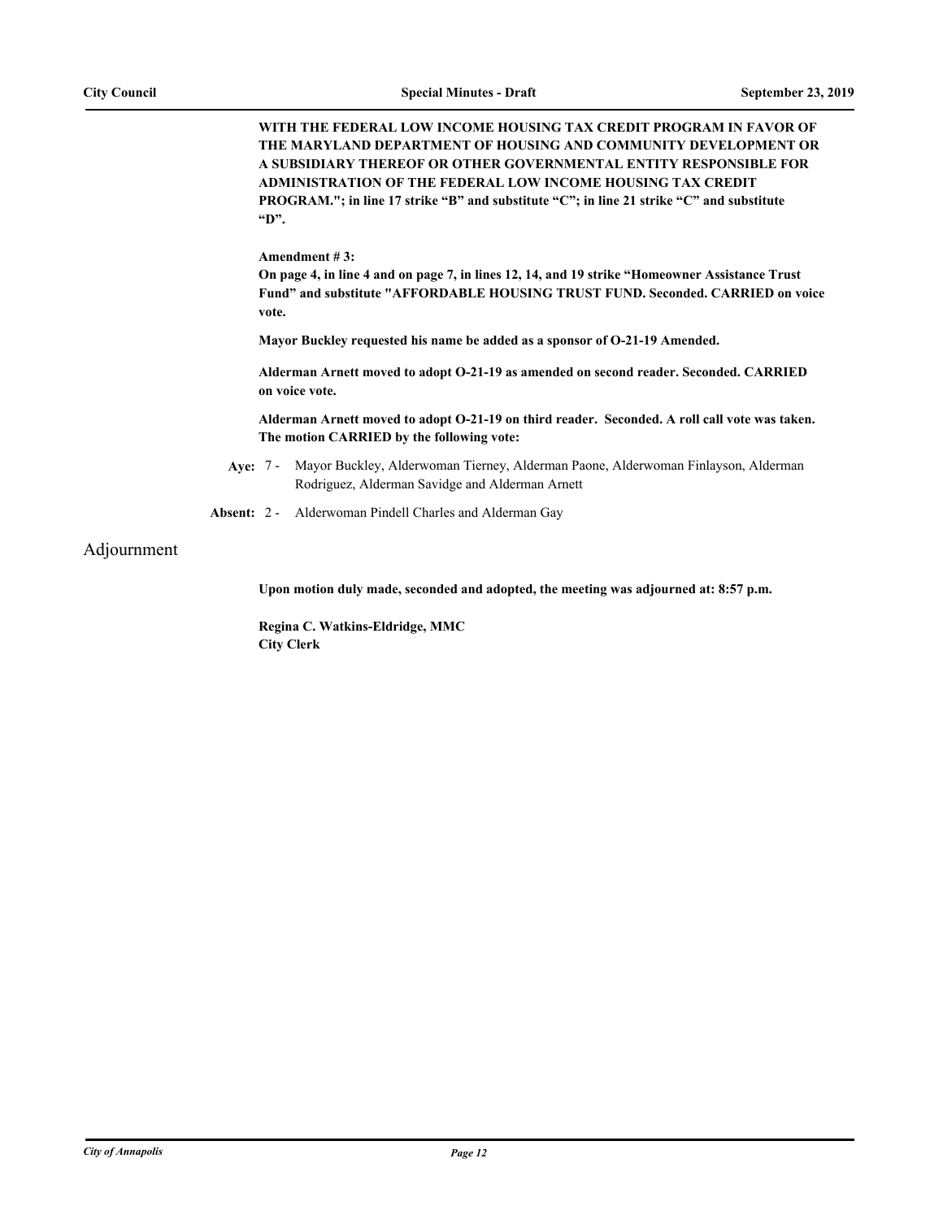**WITH THE FEDERAL LOW INCOME HOUSING TAX CREDIT PROGRAM IN FAVOR OF THE MARYLAND DEPARTMENT OF HOUSING AND COMMUNITY DEVELOPMENT OR A SUBSIDIARY THEREOF OR OTHER GOVERNMENTAL ENTITY RESPONSIBLE FOR ADMINISTRATION OF THE FEDERAL LOW INCOME HOUSING TAX CREDIT PROGRAM."; in line 17 strike "B" and substitute "C"; in line 21 strike "C" and substitute "D".**

**Amendment # 3:**
**On page 4, in line 4 and on page 7, in lines 12, 14, and 19 strike "Homeowner Assistance Trust Fund" and substitute "AFFORDABLE HOUSING TRUST FUND. Seconded. CARRIED on voice vote.**

**Mayor Buckley requested his name be added as a sponsor of O-21-19 Amended.**

**Alderman Arnett moved to adopt O-21-19 as amended on second reader. Seconded. CARRIED on voice vote.**

**Alderman Arnett moved to adopt O-21-19 on third reader. Seconded. A roll call vote was taken. The motion CARRIED by the following vote:**

**Aye:** 7 - Mayor Buckley, Alderwoman Tierney, Alderman Paone, Alderwoman Finlayson, Alderman Rodriguez, Alderman Savidge and Alderman Arnett

**Absent:** 2 - Alderwoman Pindell Charles and Alderman Gay

## Adjournment

**Upon motion duly made, seconded and adopted, the meeting was adjourned at: 8:57 p.m.**

**Regina C. Watkins-Eldridge, MMC**
**City Clerk**